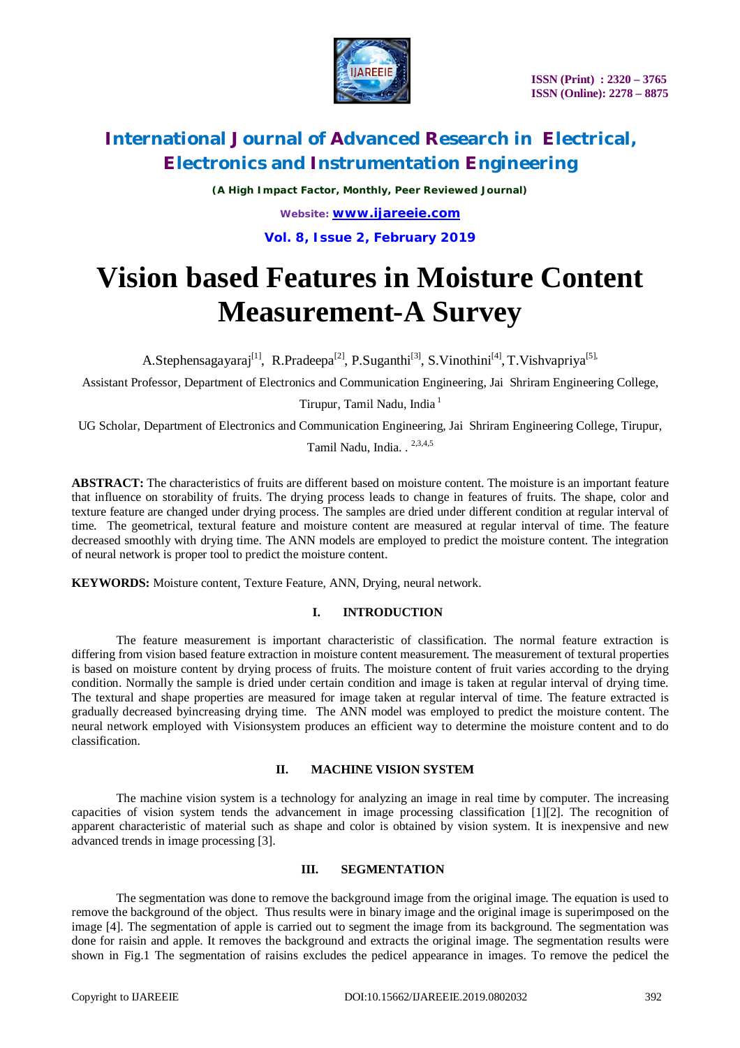# International Journal of Advanced Research in Electrical, Electronics and Instrumentation Engineering

*(A High Impact Factor, Monthly, Peer Reviewed Journal)*

# Vision based Features in Moisture Content Measurement-A Survey

A.Stephensagayaraj[1], R.Pradeepa[2], P.Suganthi[3], S.Vinothini[4], T.Vishvapriya[5]

Assistant Professor, Department of Electronics and Communication Engineering, Jai Shriram Engineering College, Tirupur, Tamil Nadu, India [1]

UG Scholar, Department of Electronics and Communication Engineering, Jai Shriram Engineering College, Tirupur, Tamil Nadu, India. [2,3,4,5]

**ABSTRACT:** The characteristics of fruits are different based on moisture content. The moisture is an important feature that influence on storability of fruits. The drying process leads to change in features of fruits. The shape, color and texture feature are changed under drying process. The samples are dried under different condition at regular interval of time. The geometrical, textural feature and moisture content are measured at regular interval of time. The feature decreased smoothly with drying time. The ANN models are employed to predict the moisture content. The integration of neural network is proper tool to predict the moisture content.

**KEYWORDS:** Moisture content, Texture Feature, ANN, Drying, neural network.

## I. INTRODUCTION

The feature measurement is important characteristic of classification. The normal feature extraction is differing from vision based feature extraction in moisture content measurement. The measurement of textural properties is based on moisture content by drying process of fruits. The moisture content of fruit varies according to the drying condition. Normally the sample is dried under certain condition and image is taken at regular interval of drying time. The textural and shape properties are measured for image taken at regular interval of time. The feature extracted is gradually decreased byincreasing drying time. The ANN model was employed to predict the moisture content. The neural network employed with Visionsystem produces an efficient way to determine the moisture content and to do classification.

## II. MACHINE VISION SYSTEM

The machine vision system is a technology for analyzing an image in real time by computer. The increasing capacities of vision system tends the advancement in image processing classification [1][2]. The recognition of apparent characteristic of material such as shape and color is obtained by vision system. It is inexpensive and new advanced trends in image processing [3].

## III. SEGMENTATION

The segmentation was done to remove the background image from the original image. The equation is used to remove the background of the object. Thus results were in binary image and the original image is superimposed on the image [4]. The segmentation of apple is carried out to segment the image from its background. The segmentation was done for raisin and apple. It removes the background and extracts the original image. The segmentation results were shown in Fig.1 The segmentation of raisins excludes the pedicel appearance in images. To remove the pedicel the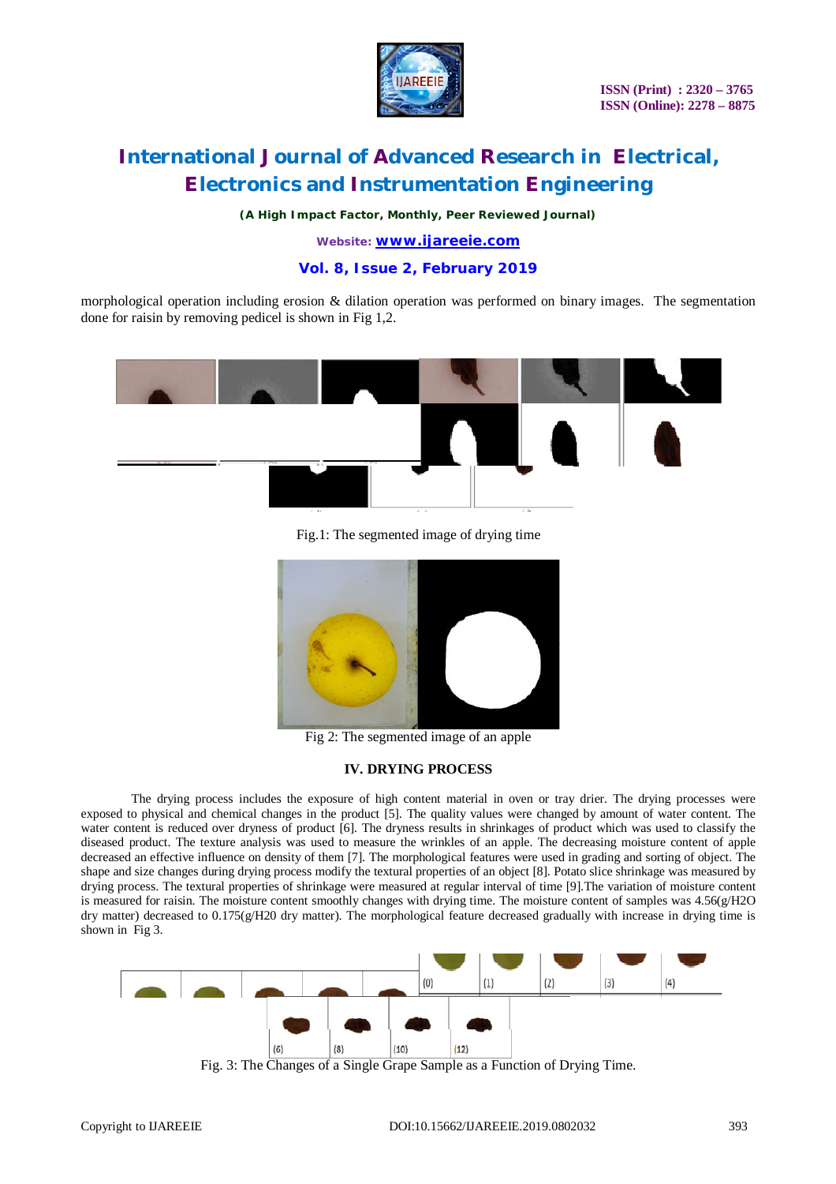morphological operation including erosion & dilation operation was performed on binary images. The segmentation done for raisin by removing pedicel is shown in Fig 1,2.

Fig.1: The segmented image of drying time

Fig 2: The segmented image of an apple

## IV. DRYING PROCESS

The drying process includes the exposure of high content material in oven or tray drier. The drying processes were exposed to physical and chemical changes in the product [5]. The quality values were changed by amount of water content. The water content is reduced over dryness of product [6]. The dryness results in shrinkages of product which was used to classify the diseased product. The texture analysis was used to measure the wrinkles of an apple. The decreasing moisture content of apple decreased an effective influence on density of them [7]. The morphological features were used in grading and sorting of object. The shape and size changes during drying process modify the textural properties of an object [8]. Potato slice shrinkage was measured by drying process. The textural properties of shrinkage were measured at regular interval of time [9].The variation of moisture content is measured for raisin. The moisture content smoothly changes with drying time. The moisture content of samples was 4.56(g/H2O dry matter) decreased to 0.175(g/H20 dry matter). The morphological feature decreased gradually with increase in drying time is shown in Fig 3.

Fig. 3: The Changes of a Single Grape Sample as a Function of Drying Time.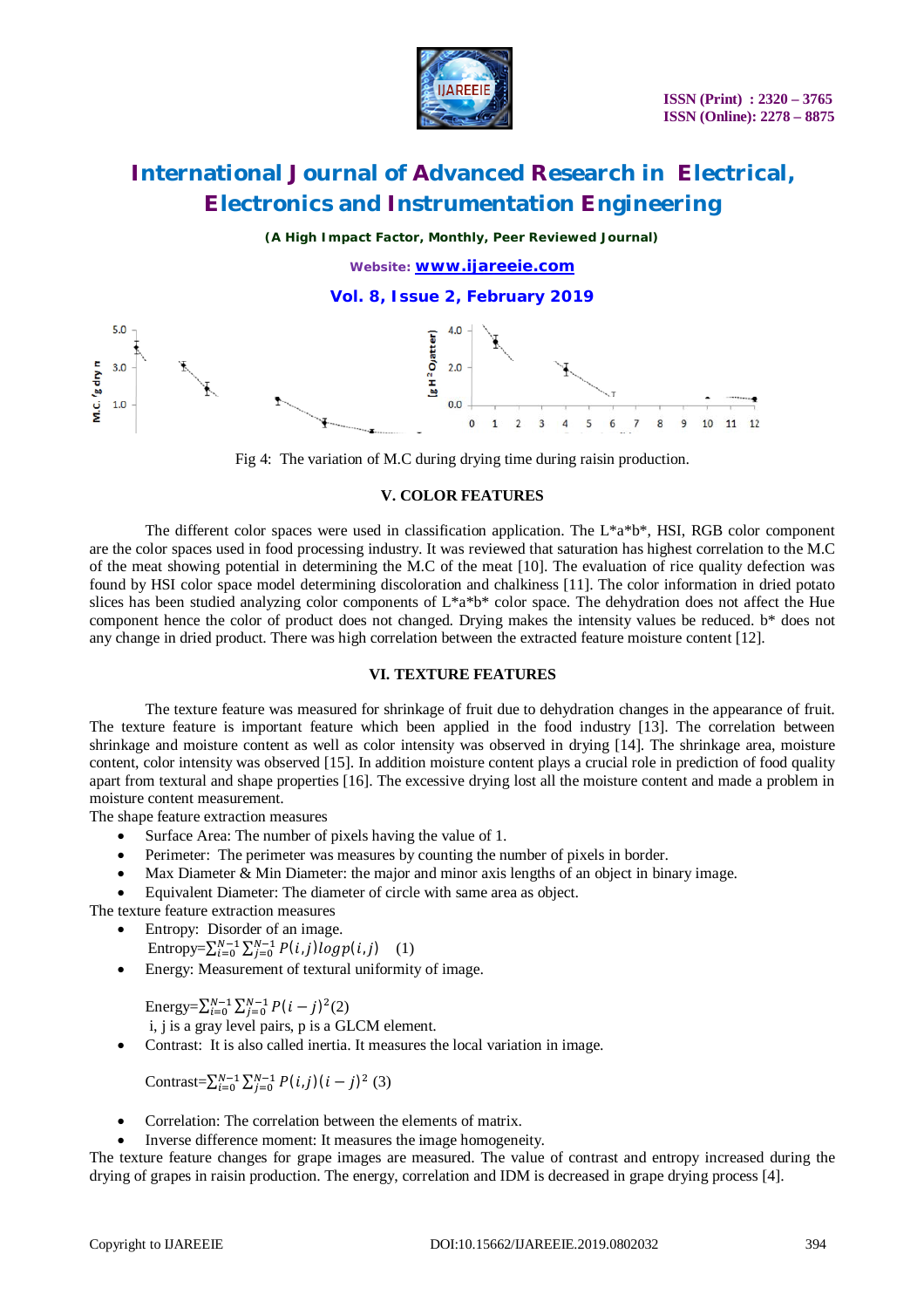Fig 4: The variation of M.C during drying time during raisin production.

### V. COLOR FEATURES

The different color spaces were used in classification application. The L*a*b*, HSI, RGB color component are the color spaces used in food processing industry. It was reviewed that saturation has highest correlation to the M.C of the meat showing potential in determining the M.C of the meat [10]. The evaluation of rice quality defection was found by HSI color space model determining discoloration and chalkiness [11]. The color information in dried potato slices has been studied analyzing color components of L*a*b* color space. The dehydration does not affect the Hue component hence the color of product does not changed. Drying makes the intensity values be reduced. b* does not any change in dried product. There was high correlation between the extracted feature moisture content [12].

### VI. TEXTURE FEATURES

The texture feature was measured for shrinkage of fruit due to dehydration changes in the appearance of fruit. The texture feature is important feature which been applied in the food industry [13]. The correlation between shrinkage and moisture content as well as color intensity was observed in drying [14]. The shrinkage area, moisture content, color intensity was observed [15]. In addition moisture content plays a crucial role in prediction of food quality apart from textural and shape properties [16]. The excessive drying lost all the moisture content and made a problem in moisture content measurement.

The shape feature extraction measures

- Surface Area: The number of pixels having the value of 1.
- Perimeter: The perimeter was measures by counting the number of pixels in border.
- Max Diameter & Min Diameter: the major and minor axis lengths of an object in binary image.
- Equivalent Diameter: The diameter of circle with same area as object.

The texture feature extraction measures

- Entropy: Disorder of an image.
  Entropy=$\sum_{i=0}^{N-1}\sum_{j=0}^{N-1} P(i,j) log p(i,j)$ (1)
- Energy: Measurement of textural uniformity of image.

  Energy=$\sum_{i=0}^{N-1}\sum_{j=0}^{N-1} P(i-j)^2$(2)

  i, j is a gray level pairs, p is a GLCM element.
- Contrast: It is also called inertia. It measures the local variation in image.

  Contrast=$\sum_{i=0}^{N-1}\sum_{j=0}^{N-1} P(i,j)(i-j)^2$ (3)

- Correlation: The correlation between the elements of matrix.
- Inverse difference moment: It measures the image homogeneity.

The texture feature changes for grape images are measured. The value of contrast and entropy increased during the drying of grapes in raisin production. The energy, correlation and IDM is decreased in grape drying process [4].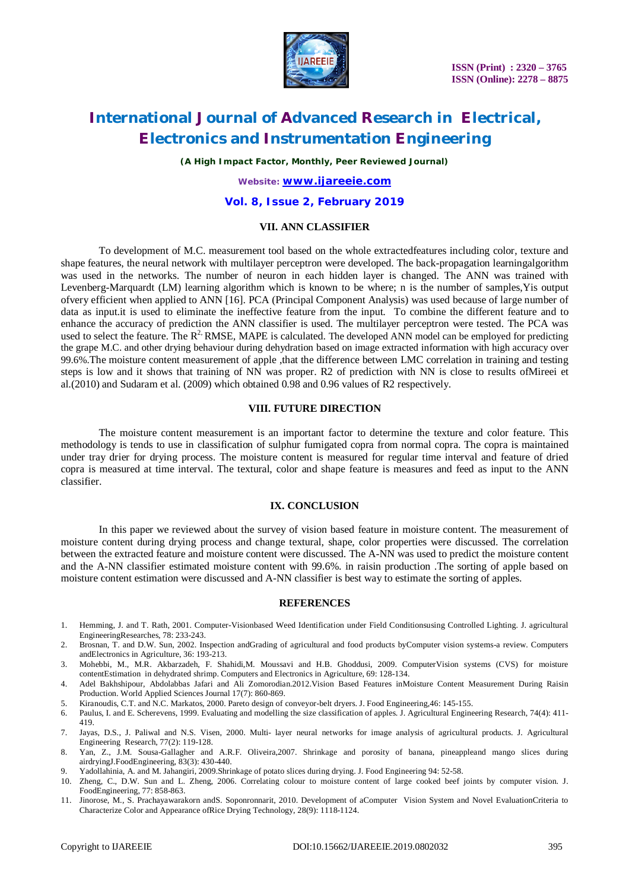## VII. ANN CLASSIFIER

To development of M.C. measurement tool based on the whole extractedfeatures including color, texture and shape features, the neural network with multilayer perceptron were developed. The back-propagation learningalgorithm was used in the networks. The number of neuron in each hidden layer is changed. The ANN was trained with Levenberg-Marquardt (LM) learning algorithm which is known to be where; n is the number of samples,Yis output ofvery efficient when applied to ANN [16]. PCA (Principal Component Analysis) was used because of large number of data as input.it is used to eliminate the ineffective feature from the input. To combine the different feature and to enhance the accuracy of prediction the ANN classifier is used. The multilayer perceptron were tested. The PCA was used to select the feature. The $R^{2,}$ RMSE, MAPE is calculated. The developed ANN model can be employed for predicting the grape M.C. and other drying behaviour during dehydration based on image extracted information with high accuracy over 99.6%.The moisture content measurement of apple ,that the difference between LMC correlation in training and testing steps is low and it shows that training of NN was proper. R2 of prediction with NN is close to results ofMireei et al.(2010) and Sudaram et al. (2009) which obtained 0.98 and 0.96 values of R2 respectively.

## VIII. FUTURE DIRECTION

The moisture content measurement is an important factor to determine the texture and color feature. This methodology is tends to use in classification of sulphur fumigated copra from normal copra. The copra is maintained under tray drier for drying process. The moisture content is measured for regular time interval and feature of dried copra is measured at time interval. The textural, color and shape feature is measures and feed as input to the ANN classifier.

## IX. CONCLUSION

In this paper we reviewed about the survey of vision based feature in moisture content. The measurement of moisture content during drying process and change textural, shape, color properties were discussed. The correlation between the extracted feature and moisture content were discussed. The A-NN was used to predict the moisture content and the A-NN classifier estimated moisture content with 99.6%. in raisin production .The sorting of apple based on moisture content estimation were discussed and A-NN classifier is best way to estimate the sorting of apples.

## REFERENCES

1. Hemming, J. and T. Rath, 2001. Computer-Visionbased Weed Identification under Field Conditionsusing Controlled Lighting. J. agricultural EngineeringResearches, 78: 233-243.
2. Brosnan, T. and D.W. Sun, 2002. Inspection andGrading of agricultural and food products byComputer vision systems-a review. Computers andElectronics in Agriculture, 36: 193-213.
3. Mohebbi, M., M.R. Akbarzadeh, F. Shahidi,M. Moussavi and H.B. Ghoddusi, 2009. ComputerVision systems (CVS) for moisture contentEstimation in dehydrated shrimp. Computers and Electronics in Agriculture, 69: 128-134.
4. Adel Bakhshipour, Abdolabbas Jafari and Ali Zomorodian.2012.Vision Based Features inMoisture Content Measurement During Raisin Production. World Applied Sciences Journal 17(7): 860-869.
5. Kiranoudis, C.T. and N.C. Markatos, 2000. Pareto design of conveyor-belt dryers. J. Food Engineering,46: 145-155.
6. Paulus, I. and E. Scherevens, 1999. Evaluating and modelling the size classification of apples. J. Agricultural Engineering Research, 74(4): 411-419.
7. Jayas, D.S., J. Paliwal and N.S. Visen, 2000. Multi- layer neural networks for image analysis of agricultural products. J. Agricultural Engineering Research, 77(2): 119-128.
8. Yan, Z., J.M. Sousa-Gallagher and A.R.F. Oliveira,2007. Shrinkage and porosity of banana, pineappleand mango slices during airdryingJ.FoodEngineering, 83(3): 430-440.
9. Yadollahinia, A. and M. Jahangiri, 2009.Shrinkage of potato slices during drying. J. Food Engineering 94: 52-58.
10. Zheng, C., D.W. Sun and L. Zheng, 2006. Correlating colour to moisture content of large cooked beef joints by computer vision. J. FoodEngineering, 77: 858-863.
11. Jinorose, M., S. Prachayawarakorn andS. Soponronnarit, 2010. Development of aComputer Vision System and Novel EvaluationCriteria to Characterize Color and Appearance ofRice Drying Technology, 28(9): 1118-1124.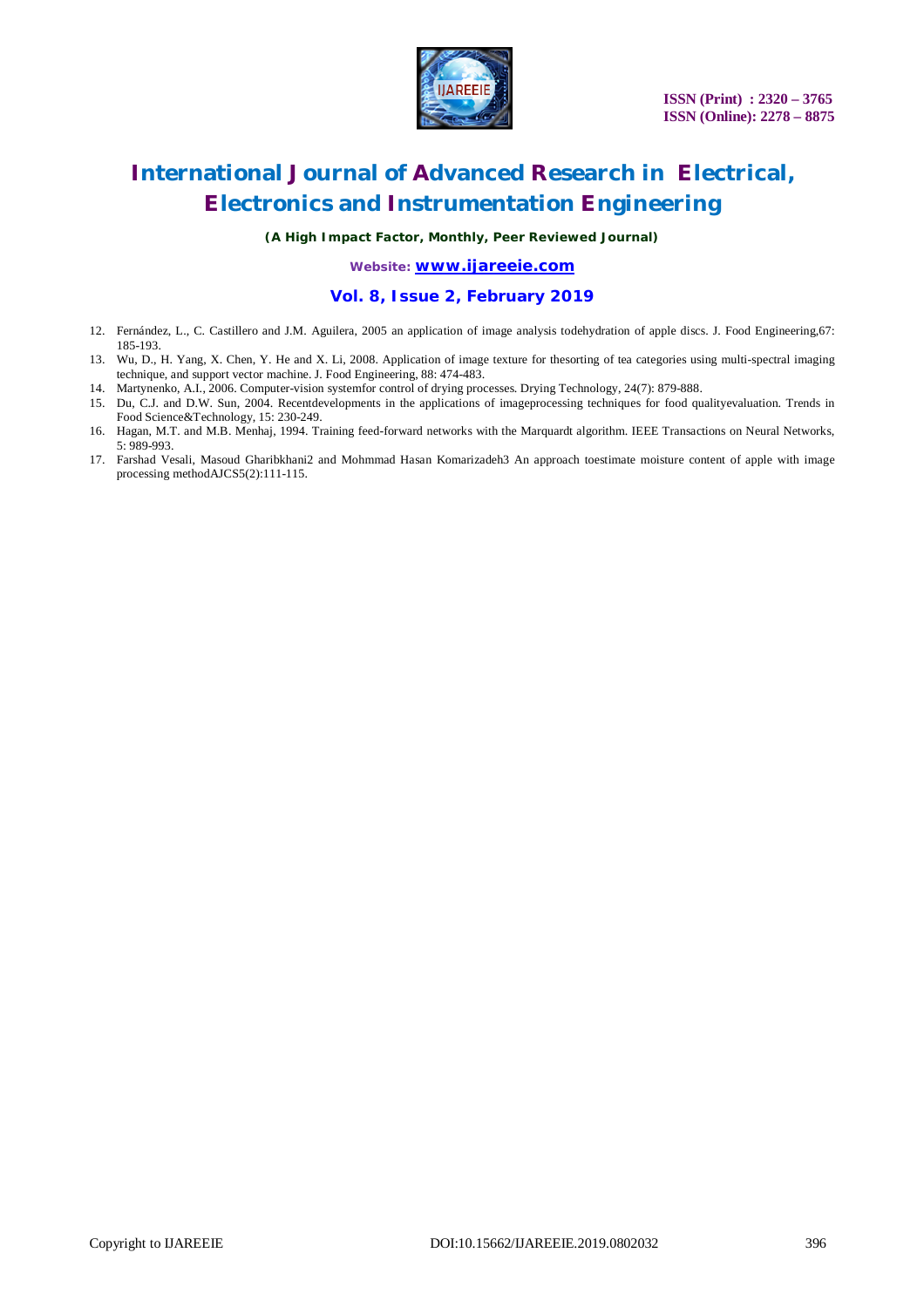12. Fernández, L., C. Castillero and J.M. Aguilera, 2005 an application of image analysis todehydration of apple discs. J. Food Engineering,67: 185-193.
13. Wu, D., H. Yang, X. Chen, Y. He and X. Li, 2008. Application of image texture for thesorting of tea categories using multi-spectral imaging technique, and support vector machine. J. Food Engineering, 88: 474-483.
14. Martynenko, A.I., 2006. Computer-vision systemfor control of drying processes. Drying Technology, 24(7): 879-888.
15. Du, C.J. and D.W. Sun, 2004. Recentdevelopments in the applications of imageprocessing techniques for food qualityevaluation. Trends in Food Science&Technology, 15: 230-249.
16. Hagan, M.T. and M.B. Menhaj, 1994. Training feed-forward networks with the Marquardt algorithm. IEEE Transactions on Neural Networks, 5: 989-993.
17. Farshad Vesali, Masoud Gharibkhani2 and Mohmmad Hasan Komarizadeh3 An approach toestimate moisture content of apple with image processing methodAJCS5(2):111-115.